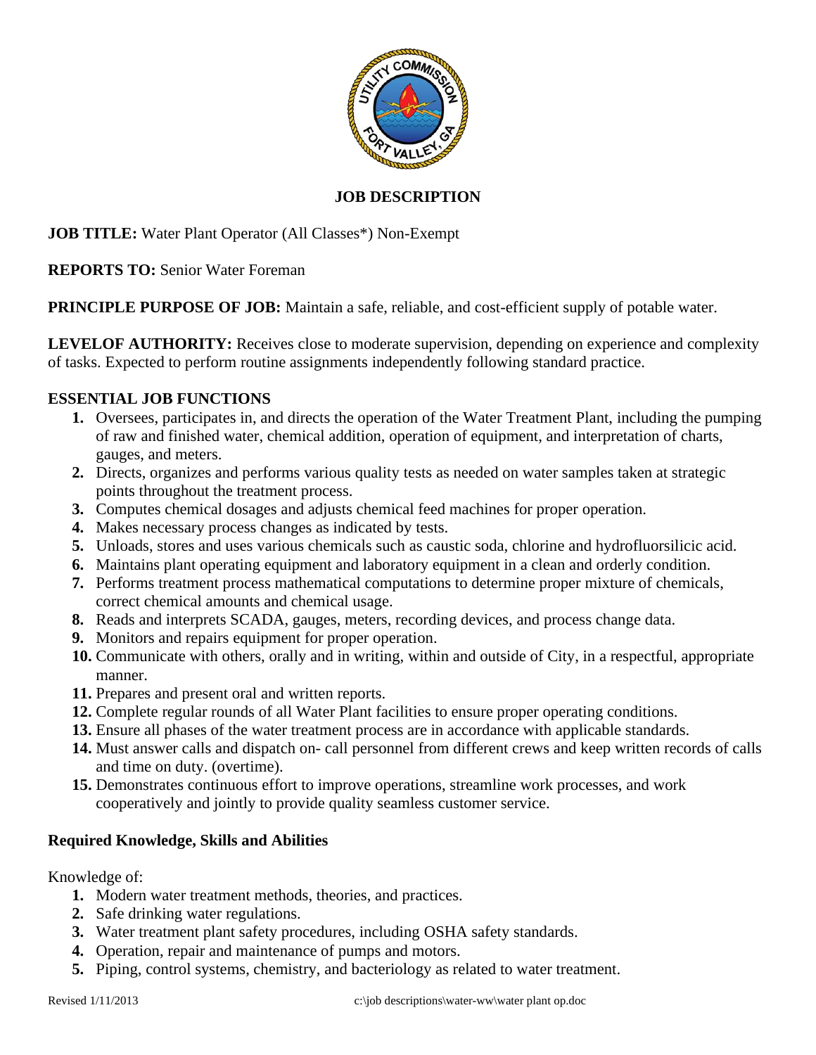# JOB DESCRIPTION

**JOB TITLE:** Water Plant Operator (All Classes*) Non-Exempt

**REPORTS TO:** Senior Water Foreman

**PRINCIPLE PURPOSE OF JOB:** Maintain a safe, reliable, and cost-efficient supply of potable water.

**LEVELOF AUTHORITY:** Receives close to moderate supervision, depending on experience and complexity of tasks. Expected to perform routine assignments independently following standard practice.

## ESSENTIAL JOB FUNCTIONS

1. Oversees, participates in, and directs the operation of the Water Treatment Plant, including the pumping of raw and finished water, chemical addition, operation of equipment, and interpretation of charts, gauges, and meters.
2. Directs, organizes and performs various quality tests as needed on water samples taken at strategic points throughout the treatment process.
3. Computes chemical dosages and adjusts chemical feed machines for proper operation.
4. Makes necessary process changes as indicated by tests.
5. Unloads, stores and uses various chemicals such as caustic soda, chlorine and hydrofluorsilicic acid.
6. Maintains plant operating equipment and laboratory equipment in a clean and orderly condition.
7. Performs treatment process mathematical computations to determine proper mixture of chemicals, correct chemical amounts and chemical usage.
8. Reads and interprets SCADA, gauges, meters, recording devices, and process change data.
9. Monitors and repairs equipment for proper operation.
10. Communicate with others, orally and in writing, within and outside of City, in a respectful, appropriate manner.
11. Prepares and present oral and written reports.
12. Complete regular rounds of all Water Plant facilities to ensure proper operating conditions.
13. Ensure all phases of the water treatment process are in accordance with applicable standards.
14. Must answer calls and dispatch on- call personnel from different crews and keep written records of calls and time on duty. (overtime).
15. Demonstrates continuous effort to improve operations, streamline work processes, and work cooperatively and jointly to provide quality seamless customer service.

## Required Knowledge, Skills and Abilities

Knowledge of:

1. Modern water treatment methods, theories, and practices.
2. Safe drinking water regulations.
3. Water treatment plant safety procedures, including OSHA safety standards.
4. Operation, repair and maintenance of pumps and motors.
5. Piping, control systems, chemistry, and bacteriology as related to water treatment.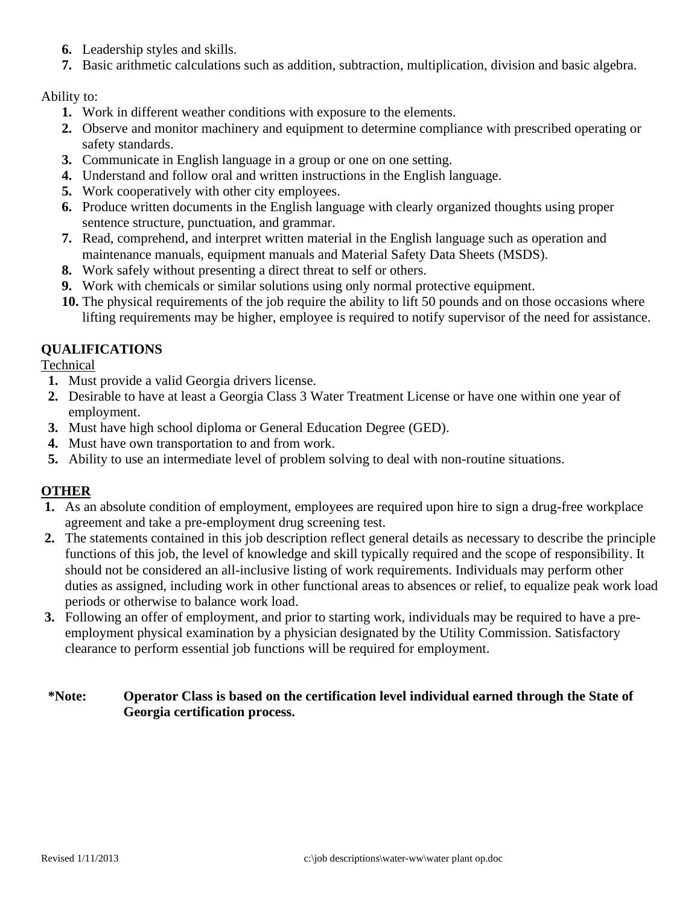6. Leadership styles and skills.
7. Basic arithmetic calculations such as addition, subtraction, multiplication, division and basic algebra.

Ability to:

1. Work in different weather conditions with exposure to the elements.
2. Observe and monitor machinery and equipment to determine compliance with prescribed operating or safety standards.
3. Communicate in English language in a group or one on one setting.
4. Understand and follow oral and written instructions in the English language.
5. Work cooperatively with other city employees.
6. Produce written documents in the English language with clearly organized thoughts using proper sentence structure, punctuation, and grammar.
7. Read, comprehend, and interpret written material in the English language such as operation and maintenance manuals, equipment manuals and Material Safety Data Sheets (MSDS).
8. Work safely without presenting a direct threat to self or others.
9. Work with chemicals or similar solutions using only normal protective equipment.
10. The physical requirements of the job require the ability to lift 50 pounds and on those occasions where lifting requirements may be higher, employee is required to notify supervisor of the need for assistance.

## QUALIFICATIONS

Technical

1. Must provide a valid Georgia drivers license.
2. Desirable to have at least a Georgia Class 3 Water Treatment License or have one within one year of employment.
3. Must have high school diploma or General Education Degree (GED).
4. Must have own transportation to and from work.
5. Ability to use an intermediate level of problem solving to deal with non-routine situations.

## OTHER

1. As an absolute condition of employment, employees are required upon hire to sign a drug-free workplace agreement and take a pre-employment drug screening test.
2. The statements contained in this job description reflect general details as necessary to describe the principle functions of this job, the level of knowledge and skill typically required and the scope of responsibility. It should not be considered an all-inclusive listing of work requirements. Individuals may perform other duties as assigned, including work in other functional areas to absences or relief, to equalize peak work load periods or otherwise to balance work load.
3. Following an offer of employment, and prior to starting work, individuals may be required to have a pre-employment physical examination by a physician designated by the Utility Commission. Satisfactory clearance to perform essential job functions will be required for employment.

**\*Note: Operator Class is based on the certification level individual earned through the State of Georgia certification process.**

Revised 1/11/2013 c:\job descriptions\water-ww\water plant op.doc